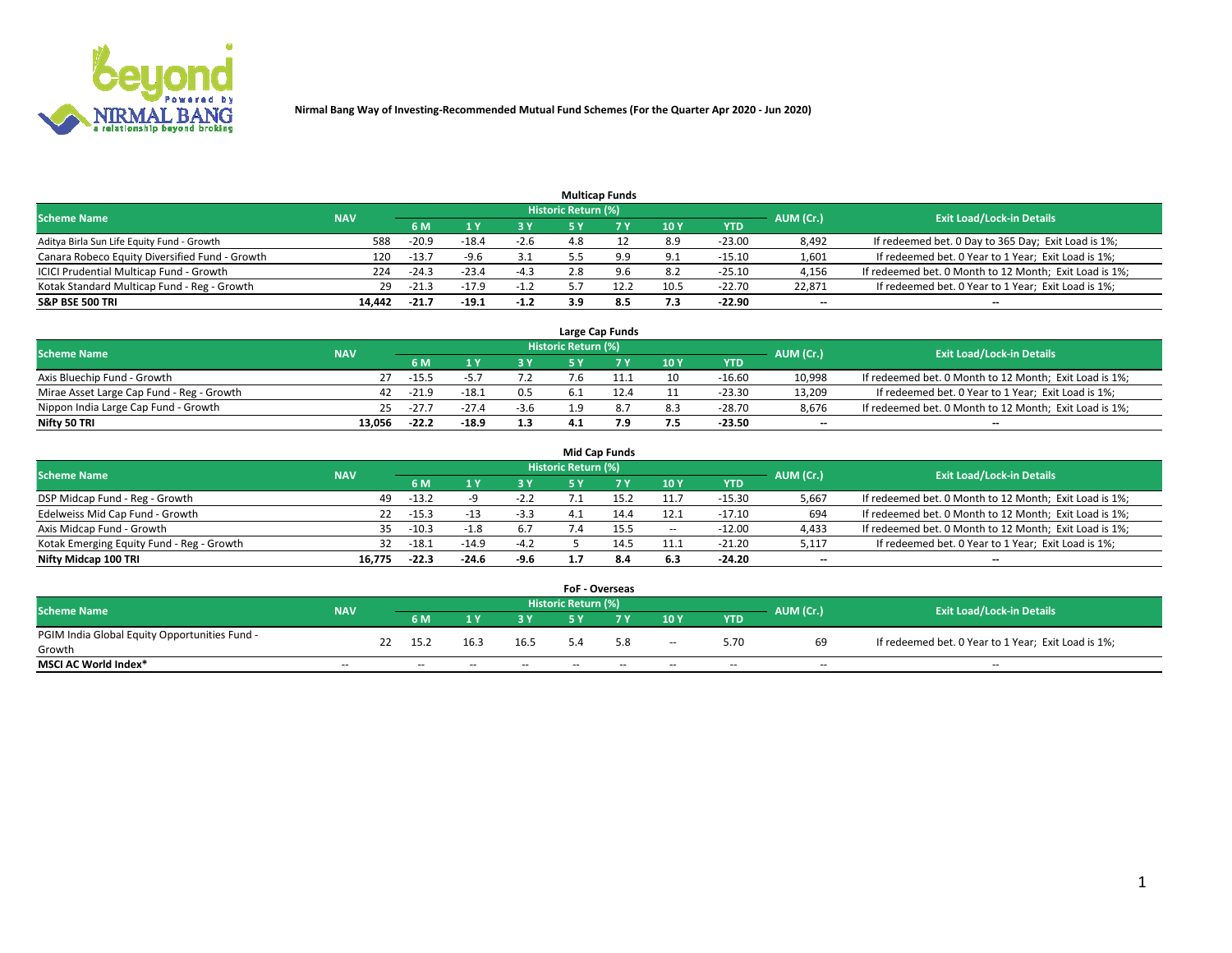**Nirmal Bang Way of Investing-Recommended Mutual Fund Schemes (For the Quarter Apr 2020 - Jun 2020)**

### Multicap Funds

| Scheme Name | NAV | Historic Return (%) | | | | | | | AUM (Cr.) | Exit Load/Lock-in Details |
|---|---|---|---|---|---|---|---|---|---|---|
| | | 6 M | 1 Y | 3 Y | 5 Y | 7 Y | 10 Y | YTD | | |
| Aditya Birla Sun Life Equity Fund - Growth | 588 | -20.9 | -18.4 | -2.6 | 4.8 | 12 | 8.9 | -23.00 | 8,492 | If redeemed bet. 0 Day to 365 Day; Exit Load is 1%; |
| Canara Robeco Equity Diversified Fund - Growth | 120 | -13.7 | -9.6 | 3.1 | 5.5 | 9.9 | 9.1 | -15.10 | 1,601 | If redeemed bet. 0 Year to 1 Year; Exit Load is 1%; |
| ICICI Prudential Multicap Fund - Growth | 224 | -24.3 | -23.4 | -4.3 | 2.8 | 9.6 | 8.2 | -25.10 | 4,156 | If redeemed bet. 0 Month to 12 Month; Exit Load is 1%; |
| Kotak Standard Multicap Fund - Reg - Growth | 29 | -21.3 | -17.9 | -1.2 | 5.7 | 12.2 | 10.5 | -22.70 | 22,871 | If redeemed bet. 0 Year to 1 Year; Exit Load is 1%; |
| **S&P BSE 500 TRI** | **14,442** | **-21.7** | **-19.1** | **-1.2** | **3.9** | **8.5** | **7.3** | **-22.90** | -- | -- |

### Large Cap Funds

| Scheme Name | NAV | Historic Return (%) | | | | | | | AUM (Cr.) | Exit Load/Lock-in Details |
|---|---|---|---|---|---|---|---|---|---|---|
| | | 6 M | 1 Y | 3 Y | 5 Y | 7 Y | 10 Y | YTD | | |
| Axis Bluechip Fund - Growth | 27 | -15.5 | -5.7 | 7.2 | 7.6 | 11.1 | 10 | -16.60 | 10,998 | If redeemed bet. 0 Month to 12 Month; Exit Load is 1%; |
| Mirae Asset Large Cap Fund - Reg - Growth | 42 | -21.9 | -18.1 | 0.5 | 6.1 | 12.4 | 11 | -23.30 | 13,209 | If redeemed bet. 0 Year to 1 Year; Exit Load is 1%; |
| Nippon India Large Cap Fund - Growth | 25 | -27.7 | -27.4 | -3.6 | 1.9 | 8.7 | 8.3 | -28.70 | 8,676 | If redeemed bet. 0 Month to 12 Month; Exit Load is 1%; |
| **Nifty 50 TRI** | **13,056** | **-22.2** | **-18.9** | **1.3** | **4.1** | **7.9** | **7.5** | **-23.50** | -- | -- |

### Mid Cap Funds

| Scheme Name | NAV | Historic Return (%) | | | | | | | AUM (Cr.) | Exit Load/Lock-in Details |
|---|---|---|---|---|---|---|---|---|---|---|
| | | 6 M | 1 Y | 3 Y | 5 Y | 7 Y | 10 Y | YTD | | |
| DSP Midcap Fund - Reg - Growth | 49 | -13.2 | -9 | -2.2 | 7.1 | 15.2 | 11.7 | -15.30 | 5,667 | If redeemed bet. 0 Month to 12 Month; Exit Load is 1%; |
| Edelweiss Mid Cap Fund - Growth | 22 | -15.3 | -13 | -3.3 | 4.1 | 14.4 | 12.1 | -17.10 | 694 | If redeemed bet. 0 Month to 12 Month; Exit Load is 1%; |
| Axis Midcap Fund - Growth | 35 | -10.3 | -1.8 | 6.7 | 7.4 | 15.5 | -- | -12.00 | 4,433 | If redeemed bet. 0 Month to 12 Month; Exit Load is 1%; |
| Kotak Emerging Equity Fund - Reg - Growth | 32 | -18.1 | -14.9 | -4.2 | 5 | 14.5 | 11.1 | -21.20 | 5,117 | If redeemed bet. 0 Year to 1 Year; Exit Load is 1%; |
| **Nifty Midcap 100 TRI** | **16,775** | **-22.3** | **-24.6** | **-9.6** | **1.7** | **8.4** | **6.3** | **-24.20** | -- | -- |

### FoF - Overseas

| Scheme Name | NAV | Historic Return (%) | | | | | | | AUM (Cr.) | Exit Load/Lock-in Details |
|---|---|---|---|---|---|---|---|---|---|---|
| | | 6 M | 1 Y | 3 Y | 5 Y | 7 Y | 10 Y | YTD | | |
| PGIM India Global Equity Opportunities Fund - Growth | 22 | 15.2 | 16.3 | 16.5 | 5.4 | 5.8 | -- | 5.70 | 69 | If redeemed bet. 0 Year to 1 Year; Exit Load is 1%; |
| **MSCI AC World Index*** | -- | -- | -- | -- | -- | -- | -- | -- | -- | -- |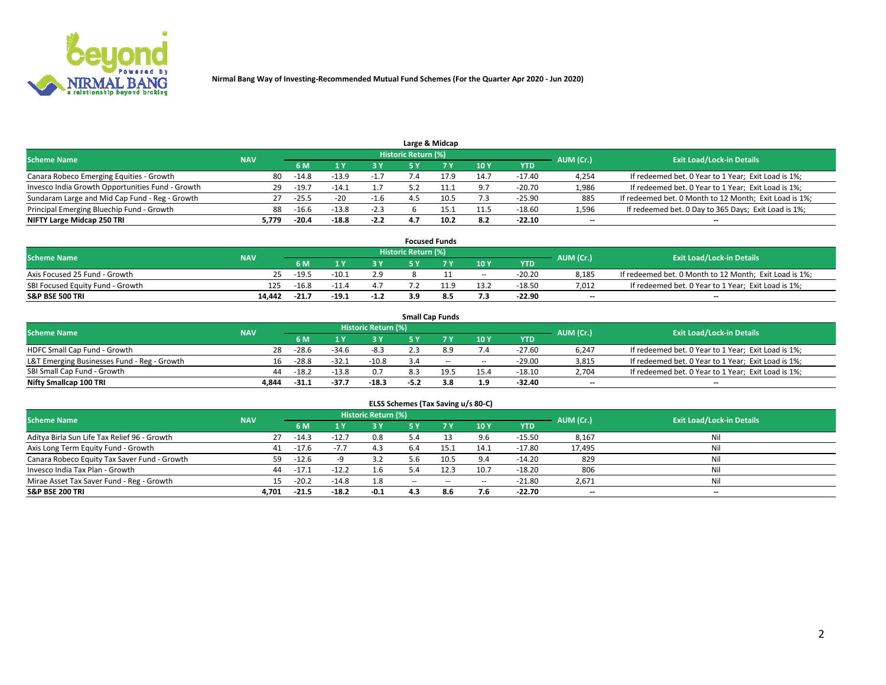Nirmal Bang Way of Investing-Recommended Mutual Fund Schemes (For the Quarter Apr 2020 - Jun 2020)

## Large & Midcap

| Scheme Name | NAV | Historic Return (%) | | | | | | | AUM (Cr.) | Exit Load/Lock-in Details |
|---|---|---|---|---|---|---|---|---|---|---|
| | | 6 M | 1 Y | 3 Y | 5 Y | 7 Y | 10 Y | YTD | | |
| Canara Robeco Emerging Equities - Growth | 80 | -14.8 | -13.9 | -1.7 | 7.4 | 17.9 | 14.7 | -17.40 | 4,254 | If redeemed bet. 0 Year to 1 Year; Exit Load is 1%; |
| Invesco India Growth Opportunities Fund - Growth | 29 | -19.7 | -14.1 | 1.7 | 5.2 | 11.1 | 9.7 | -20.70 | 1,986 | If redeemed bet. 0 Year to 1 Year; Exit Load is 1%; |
| Sundaram Large and Mid Cap Fund - Reg - Growth | 27 | -25.5 | -20 | -1.6 | 4.5 | 10.5 | 7.3 | -25.90 | 885 | If redeemed bet. 0 Month to 12 Month; Exit Load is 1%; |
| Principal Emerging Bluechip Fund - Growth | 88 | -16.6 | -13.8 | -2.3 | 6 | 15.1 | 11.5 | -18.60 | 1,596 | If redeemed bet. 0 Day to 365 Days; Exit Load is 1%; |
| **NIFTY Large Midcap 250 TRI** | **5,779** | **-20.4** | **-18.8** | **-2.2** | **4.7** | **10.2** | **8.2** | **-22.10** | **--** | **--** |

## Focused Funds

| Scheme Name | NAV | Historic Return (%) | | | | | | | AUM (Cr.) | Exit Load/Lock-in Details |
|---|---|---|---|---|---|---|---|---|---|---|
| | | 6 M | 1 Y | 3 Y | 5 Y | 7 Y | 10 Y | YTD | | |
| Axis Focused 25 Fund - Growth | 25 | -19.5 | -10.1 | 2.9 | 8 | 11 | -- | -20.20 | 8,185 | If redeemed bet. 0 Month to 12 Month; Exit Load is 1%; |
| SBI Focused Equity Fund - Growth | 125 | -16.8 | -11.4 | 4.7 | 7.2 | 11.9 | 13.2 | -18.50 | 7,012 | If redeemed bet. 0 Year to 1 Year; Exit Load is 1%; |
| **S&P BSE 500 TRI** | **14,442** | **-21.7** | **-19.1** | **-1.2** | **3.9** | **8.5** | **7.3** | **-22.90** | **--** | **--** |

## Small Cap Funds

| Scheme Name | NAV | Historic Return (%) | | | | | | | AUM (Cr.) | Exit Load/Lock-in Details |
|---|---|---|---|---|---|---|---|---|---|---|
| | | 6 M | 1 Y | 3 Y | 5 Y | 7 Y | 10 Y | YTD | | |
| HDFC Small Cap Fund - Growth | 28 | -28.6 | -34.6 | -8.3 | 2.3 | 8.9 | 7.4 | -27.60 | 6,247 | If redeemed bet. 0 Year to 1 Year; Exit Load is 1%; |
| L&T Emerging Businesses Fund - Reg - Growth | 16 | -28.8 | -32.1 | -10.8 | 3.4 | -- | -- | -29.00 | 3,815 | If redeemed bet. 0 Year to 1 Year; Exit Load is 1%; |
| SBI Small Cap Fund - Growth | 44 | -18.2 | -13.8 | 0.7 | 8.3 | 19.5 | 15.4 | -18.10 | 2,704 | If redeemed bet. 0 Year to 1 Year; Exit Load is 1%; |
| **Nifty Smallcap 100 TRI** | **4,844** | **-31.1** | **-37.7** | **-18.3** | **-5.2** | **3.8** | **1.9** | **-32.40** | **--** | **--** |

## ELSS Schemes (Tax Saving u/s 80-C)

| Scheme Name | NAV | Historic Return (%) | | | | | | | AUM (Cr.) | Exit Load/Lock-in Details |
|---|---|---|---|---|---|---|---|---|---|---|
| | | 6 M | 1 Y | 3 Y | 5 Y | 7 Y | 10 Y | YTD | | |
| Aditya Birla Sun Life Tax Relief 96 - Growth | 27 | -14.3 | -12.7 | 0.8 | 5.4 | 13 | 9.6 | -15.50 | 8,167 | Nil |
| Axis Long Term Equity Fund - Growth | 41 | -17.6 | -7.7 | 4.3 | 6.4 | 15.1 | 14.1 | -17.80 | 17,495 | Nil |
| Canara Robeco Equity Tax Saver Fund - Growth | 59 | -12.6 | -9 | 3.2 | 5.6 | 10.5 | 9.4 | -14.20 | 829 | Nil |
| Invesco India Tax Plan - Growth | 44 | -17.1 | -12.2 | 1.6 | 5.4 | 12.3 | 10.7 | -18.20 | 806 | Nil |
| Mirae Asset Tax Saver Fund - Reg - Growth | 15 | -20.2 | -14.8 | 1.8 | -- | -- | -- | -21.80 | 2,671 | Nil |
| **S&P BSE 200 TRI** | **4,701** | **-21.5** | **-18.2** | **-0.1** | **4.3** | **8.6** | **7.6** | **-22.70** | **--** | **--** |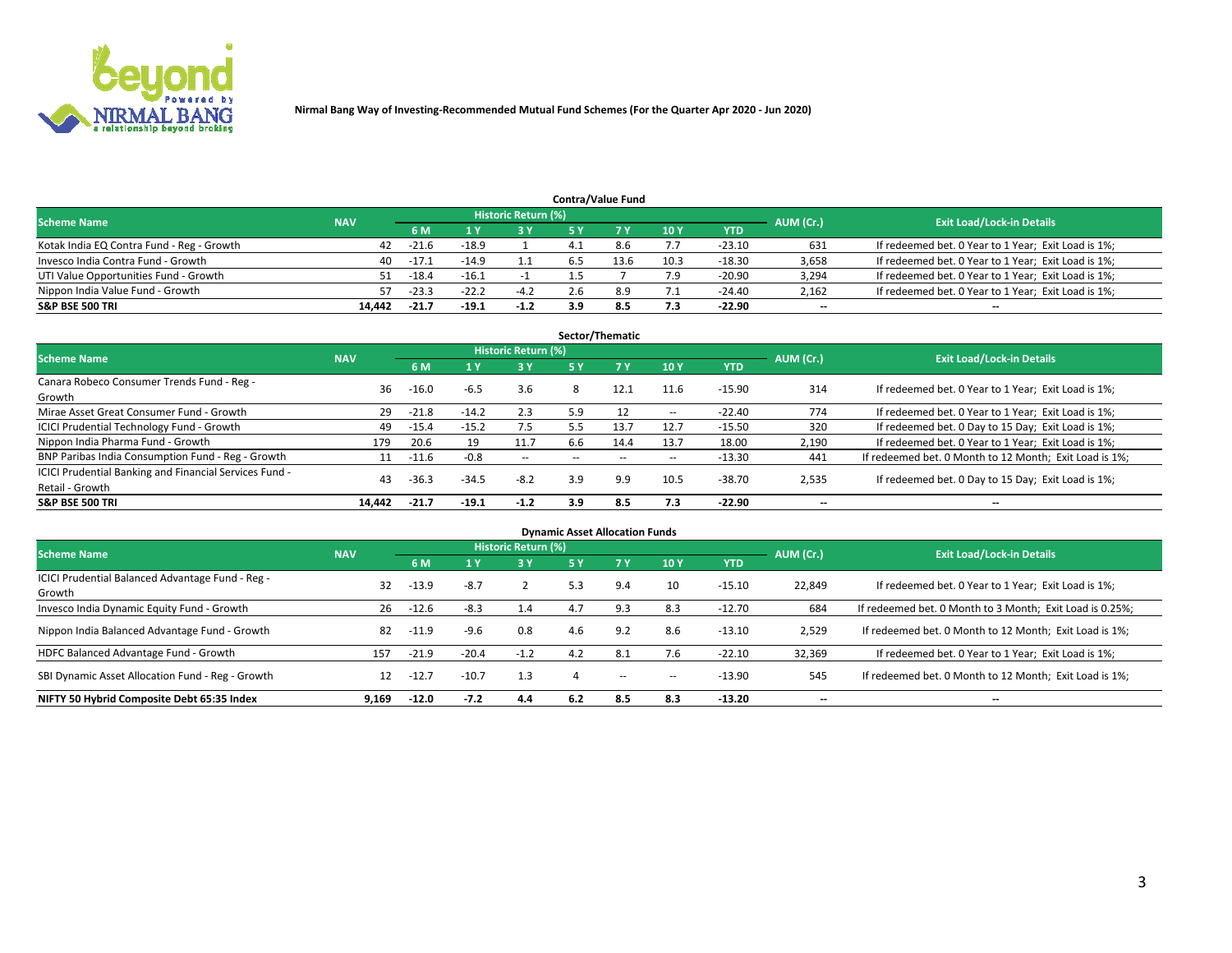Nirmal Bang Way of Investing-Recommended Mutual Fund Schemes (For the Quarter Apr 2020 - Jun 2020)

### Contra/Value Fund

| Scheme Name | NAV | Historic Return (%) | | | | | | | AUM (Cr.) | Exit Load/Lock-in Details |
|---|---|---|---|---|---|---|---|---|---|---|
| | | 6 M | 1 Y | 3 Y | 5 Y | 7 Y | 10 Y | YTD | | |
| Kotak India EQ Contra Fund - Reg - Growth | 42 | -21.6 | -18.9 | 1 | 4.1 | 8.6 | 7.7 | -23.10 | 631 | If redeemed bet. 0 Year to 1 Year; Exit Load is 1%; |
| Invesco India Contra Fund - Growth | 40 | -17.1 | -14.9 | 1.1 | 6.5 | 13.6 | 10.3 | -18.30 | 3,658 | If redeemed bet. 0 Year to 1 Year; Exit Load is 1%; |
| UTI Value Opportunities Fund - Growth | 51 | -18.4 | -16.1 | -1 | 1.5 | 7 | 7.9 | -20.90 | 3,294 | If redeemed bet. 0 Year to 1 Year; Exit Load is 1%; |
| Nippon India Value Fund - Growth | 57 | -23.3 | -22.2 | -4.2 | 2.6 | 8.9 | 7.1 | -24.40 | 2,162 | If redeemed bet. 0 Year to 1 Year; Exit Load is 1%; |
| **S&P BSE 500 TRI** | **14,442** | **-21.7** | **-19.1** | **-1.2** | **3.9** | **8.5** | **7.3** | **-22.90** | **--** | **--** |

### Sector/Thematic

| Scheme Name | NAV | Historic Return (%) | | | | | | | AUM (Cr.) | Exit Load/Lock-in Details |
|---|---|---|---|---|---|---|---|---|---|---|
| | | 6 M | 1 Y | 3 Y | 5 Y | 7 Y | 10 Y | YTD | | |
| Canara Robeco Consumer Trends Fund - Reg - Growth | 36 | -16.0 | -6.5 | 3.6 | 8 | 12.1 | 11.6 | -15.90 | 314 | If redeemed bet. 0 Year to 1 Year; Exit Load is 1%; |
| Mirae Asset Great Consumer Fund - Growth | 29 | -21.8 | -14.2 | 2.3 | 5.9 | 12 | -- | -22.40 | 774 | If redeemed bet. 0 Year to 1 Year; Exit Load is 1%; |
| ICICI Prudential Technology Fund - Growth | 49 | -15.4 | -15.2 | 7.5 | 5.5 | 13.7 | 12.7 | -15.50 | 320 | If redeemed bet. 0 Day to 15 Day; Exit Load is 1%; |
| Nippon India Pharma Fund - Growth | 179 | 20.6 | 19 | 11.7 | 6.6 | 14.4 | 13.7 | 18.00 | 2,190 | If redeemed bet. 0 Year to 1 Year; Exit Load is 1%; |
| BNP Paribas India Consumption Fund - Reg - Growth | 11 | -11.6 | -0.8 | -- | -- | -- | -- | -13.30 | 441 | If redeemed bet. 0 Month to 12 Month; Exit Load is 1%; |
| ICICI Prudential Banking and Financial Services Fund - Retail - Growth | 43 | -36.3 | -34.5 | -8.2 | 3.9 | 9.9 | 10.5 | -38.70 | 2,535 | If redeemed bet. 0 Day to 15 Day; Exit Load is 1%; |
| **S&P BSE 500 TRI** | **14,442** | **-21.7** | **-19.1** | **-1.2** | **3.9** | **8.5** | **7.3** | **-22.90** | **--** | **--** |

### Dynamic Asset Allocation Funds

| Scheme Name | NAV | Historic Return (%) | | | | | | | AUM (Cr.) | Exit Load/Lock-in Details |
|---|---|---|---|---|---|---|---|---|---|---|
| | | 6 M | 1 Y | 3 Y | 5 Y | 7 Y | 10 Y | YTD | | |
| ICICI Prudential Balanced Advantage Fund - Reg - Growth | 32 | -13.9 | -8.7 | 2 | 5.3 | 9.4 | 10 | -15.10 | 22,849 | If redeemed bet. 0 Year to 1 Year; Exit Load is 1%; |
| Invesco India Dynamic Equity Fund - Growth | 26 | -12.6 | -8.3 | 1.4 | 4.7 | 9.3 | 8.3 | -12.70 | 684 | If redeemed bet. 0 Month to 3 Month; Exit Load is 0.25%; |
| Nippon India Balanced Advantage Fund - Growth | 82 | -11.9 | -9.6 | 0.8 | 4.6 | 9.2 | 8.6 | -13.10 | 2,529 | If redeemed bet. 0 Month to 12 Month; Exit Load is 1%; |
| HDFC Balanced Advantage Fund - Growth | 157 | -21.9 | -20.4 | -1.2 | 4.2 | 8.1 | 7.6 | -22.10 | 32,369 | If redeemed bet. 0 Year to 1 Year; Exit Load is 1%; |
| SBI Dynamic Asset Allocation Fund - Reg - Growth | 12 | -12.7 | -10.7 | 1.3 | 4 | -- | -- | -13.90 | 545 | If redeemed bet. 0 Month to 12 Month; Exit Load is 1%; |
| **NIFTY 50 Hybrid Composite Debt 65:35 Index** | **9,169** | **-12.0** | **-7.2** | **4.4** | **6.2** | **8.5** | **8.3** | **-13.20** | **--** | **--** |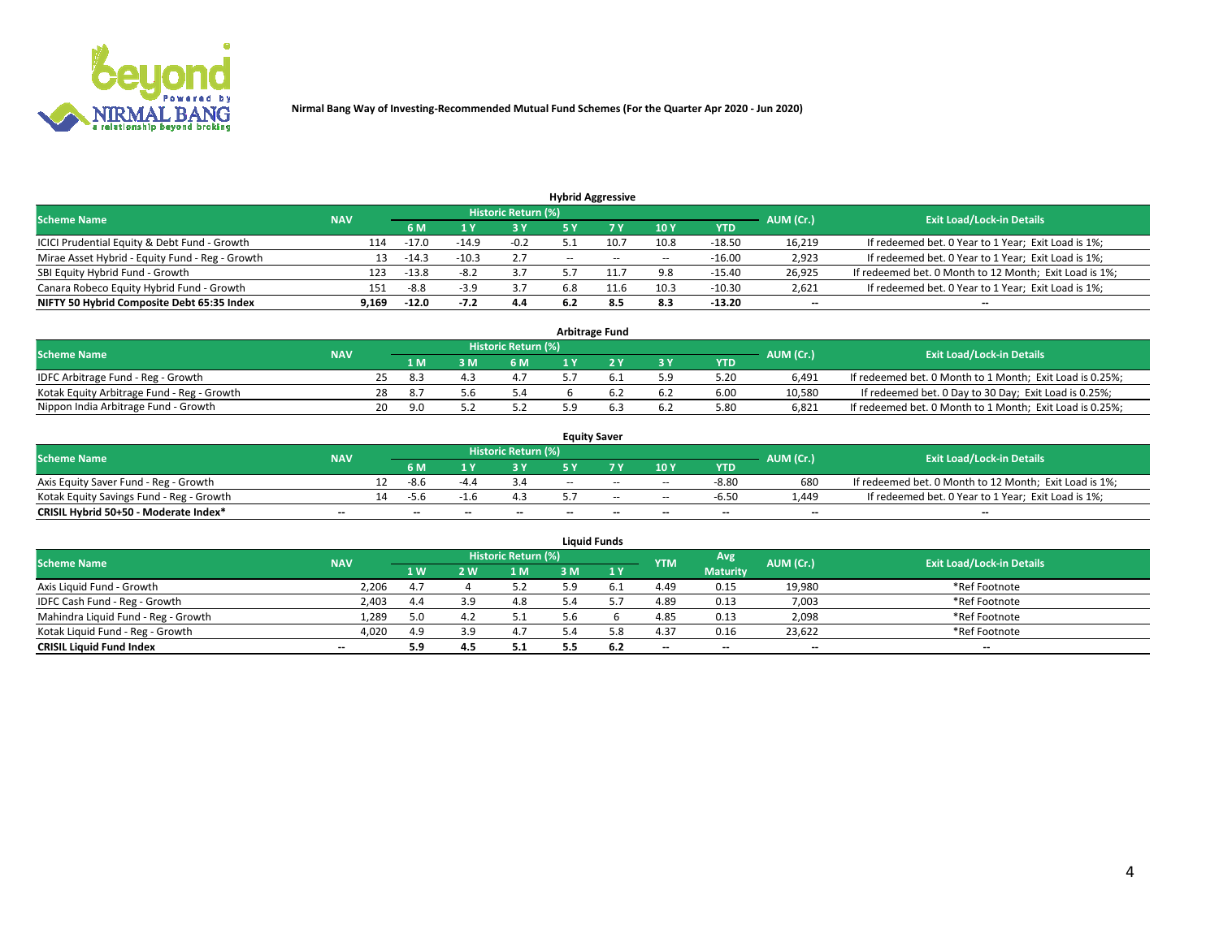Nirmal Bang Way of Investing-Recommended Mutual Fund Schemes (For the Quarter Apr 2020 - Jun 2020)

## Hybrid Aggressive

| Scheme Name | NAV | Historic Return (%) | | | | | | | AUM (Cr.) | Exit Load/Lock-in Details |
|---|---|---|---|---|---|---|---|---|---|---|
| | | 6 M | 1 Y | 3 Y | 5 Y | 7 Y | 10 Y | YTD | | |
| ICICI Prudential Equity & Debt Fund - Growth | 114 | -17.0 | -14.9 | -0.2 | 5.1 | 10.7 | 10.8 | -18.50 | 16,219 | If redeemed bet. 0 Year to 1 Year; Exit Load is 1%; |
| Mirae Asset Hybrid - Equity Fund - Reg - Growth | 13 | -14.3 | -10.3 | 2.7 | -- | -- | -- | -16.00 | 2,923 | If redeemed bet. 0 Year to 1 Year; Exit Load is 1%; |
| SBI Equity Hybrid Fund - Growth | 123 | -13.8 | -8.2 | 3.7 | 5.7 | 11.7 | 9.8 | -15.40 | 26,925 | If redeemed bet. 0 Month to 12 Month; Exit Load is 1%; |
| Canara Robeco Equity Hybrid Fund - Growth | 151 | -8.8 | -3.9 | 3.7 | 6.8 | 11.6 | 10.3 | -10.30 | 2,621 | If redeemed bet. 0 Year to 1 Year; Exit Load is 1%; |
| **NIFTY 50 Hybrid Composite Debt 65:35 Index** | **9,169** | **-12.0** | **-7.2** | **4.4** | **6.2** | **8.5** | **8.3** | **-13.20** | **--** | **--** |

## Arbitrage Fund

| Scheme Name | NAV | Historic Return (%) | | | | | | | AUM (Cr.) | Exit Load/Lock-in Details |
|---|---|---|---|---|---|---|---|---|---|---|
| | | 1 M | 3 M | 6 M | 1 Y | 2 Y | 3 Y | YTD | | |
| IDFC Arbitrage Fund - Reg - Growth | 25 | 8.3 | 4.3 | 4.7 | 5.7 | 6.1 | 5.9 | 5.20 | 6,491 | If redeemed bet. 0 Month to 1 Month; Exit Load is 0.25%; |
| Kotak Equity Arbitrage Fund - Reg - Growth | 28 | 8.7 | 5.6 | 5.4 | 6 | 6.2 | 6.2 | 6.00 | 10,580 | If redeemed bet. 0 Day to 30 Day; Exit Load is 0.25%; |
| Nippon India Arbitrage Fund - Growth | 20 | 9.0 | 5.2 | 5.2 | 5.9 | 6.3 | 6.2 | 5.80 | 6,821 | If redeemed bet. 0 Month to 1 Month; Exit Load is 0.25%; |

## Equity Saver

| Scheme Name | NAV | Historic Return (%) | | | | | | | AUM (Cr.) | Exit Load/Lock-in Details |
|---|---|---|---|---|---|---|---|---|---|---|
| | | 6 M | 1 Y | 3 Y | 5 Y | 7 Y | 10 Y | YTD | | |
| Axis Equity Saver Fund - Reg - Growth | 12 | -8.6 | -4.4 | 3.4 | -- | -- | -- | -8.80 | 680 | If redeemed bet. 0 Month to 12 Month; Exit Load is 1%; |
| Kotak Equity Savings Fund - Reg - Growth | 14 | -5.6 | -1.6 | 4.3 | 5.7 | -- | -- | -6.50 | 1,449 | If redeemed bet. 0 Year to 1 Year; Exit Load is 1%; |
| **CRISIL Hybrid 50+50 - Moderate Index*** | **--** | **--** | **--** | **--** | **--** | **--** | **--** | **--** | **--** | **--** |

## Liquid Funds

| Scheme Name | NAV | Historic Return (%) | | | | | YTM | Avg Maturity | AUM (Cr.) | Exit Load/Lock-in Details |
|---|---|---|---|---|---|---|---|---|---|---|
| | | 1 W | 2 W | 1 M | 3 M | 1 Y | | | | |
| Axis Liquid Fund - Growth | 2,206 | 4.7 | 4 | 5.2 | 5.9 | 6.1 | 4.49 | 0.15 | 19,980 | *Ref Footnote |
| IDFC Cash Fund - Reg - Growth | 2,403 | 4.4 | 3.9 | 4.8 | 5.4 | 5.7 | 4.89 | 0.13 | 7,003 | *Ref Footnote |
| Mahindra Liquid Fund - Reg - Growth | 1,289 | 5.0 | 4.2 | 5.1 | 5.6 | 6 | 4.85 | 0.13 | 2,098 | *Ref Footnote |
| Kotak Liquid Fund - Reg - Growth | 4,020 | 4.9 | 3.9 | 4.7 | 5.4 | 5.8 | 4.37 | 0.16 | 23,622 | *Ref Footnote |
| **CRISIL Liquid Fund Index** | **--** | **5.9** | **4.5** | **5.1** | **5.5** | **6.2** | **--** | **--** | **--** | **--** |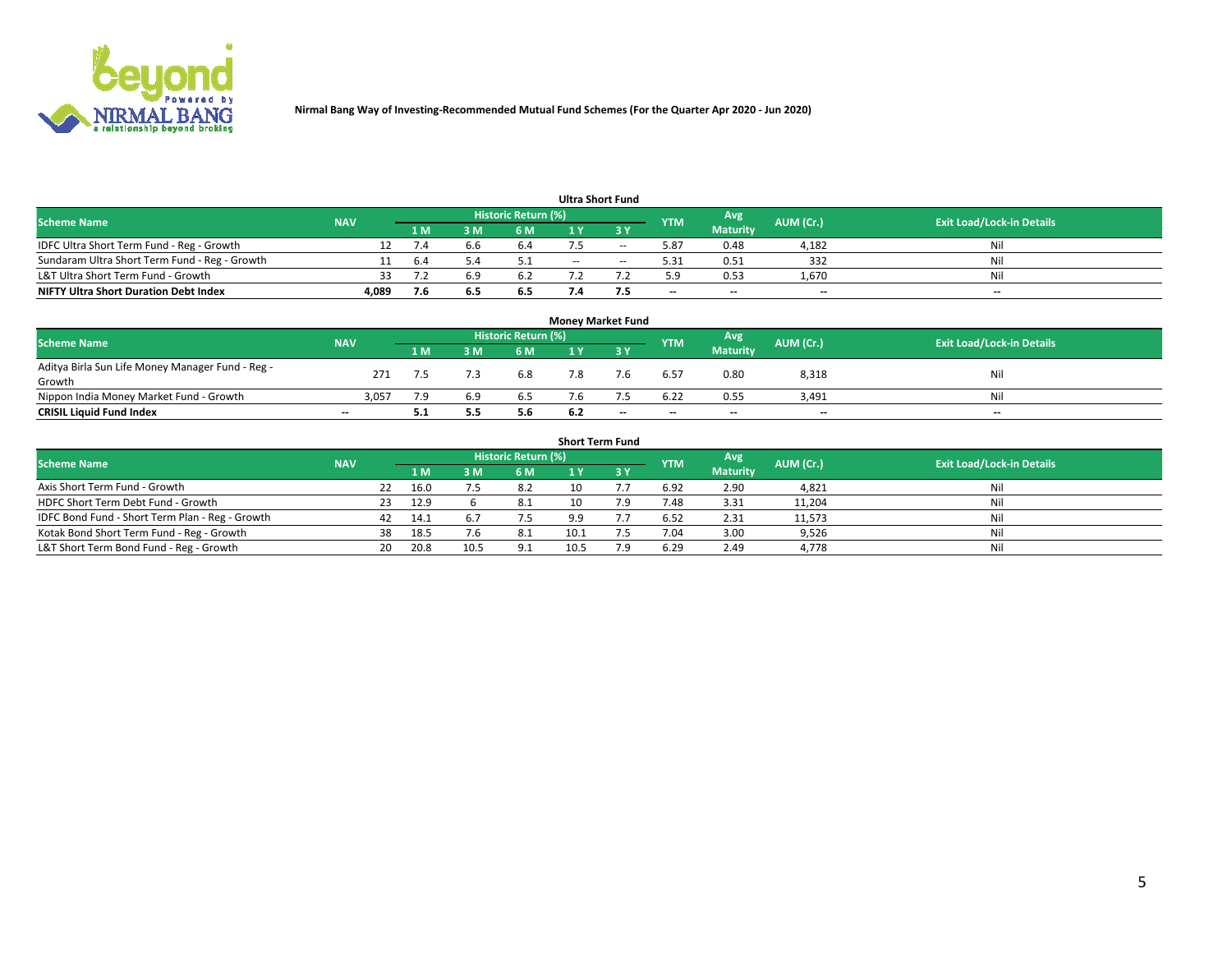Nirmal Bang Way of Investing-Recommended Mutual Fund Schemes (For the Quarter Apr 2020 - Jun 2020)

## Ultra Short Fund

| Scheme Name | NAV | Historic Return (%) | | | | | YTM | Avg Maturity | AUM (Cr.) | Exit Load/Lock-in Details |
|---|---|---|---|---|---|---|---|---|---|---|
| | | 1 M | 3 M | 6 M | 1 Y | 3 Y | | | | |
| IDFC Ultra Short Term Fund - Reg - Growth | 12 | 7.4 | 6.6 | 6.4 | 7.5 | -- | 5.87 | 0.48 | 4,182 | Nil |
| Sundaram Ultra Short Term Fund - Reg - Growth | 11 | 6.4 | 5.4 | 5.1 | -- | -- | 5.31 | 0.51 | 332 | Nil |
| L&T Ultra Short Term Fund - Growth | 33 | 7.2 | 6.9 | 6.2 | 7.2 | 7.2 | 5.9 | 0.53 | 1,670 | Nil |
| **NIFTY Ultra Short Duration Debt Index** | **4,089** | **7.6** | **6.5** | **6.5** | **7.4** | **7.5** | **--** | **--** | **--** | **--** |

## Money Market Fund

| Scheme Name | NAV | Historic Return (%) | | | | | YTM | Avg Maturity | AUM (Cr.) | Exit Load/Lock-in Details |
|---|---|---|---|---|---|---|---|---|---|---|
| | | 1 M | 3 M | 6 M | 1 Y | 3 Y | | | | |
| Aditya Birla Sun Life Money Manager Fund - Reg - Growth | 271 | 7.5 | 7.3 | 6.8 | 7.8 | 7.6 | 6.57 | 0.80 | 8,318 | Nil |
| Nippon India Money Market Fund - Growth | 3,057 | 7.9 | 6.9 | 6.5 | 7.6 | 7.5 | 6.22 | 0.55 | 3,491 | Nil |
| **CRISIL Liquid Fund Index** | **--** | **5.1** | **5.5** | **5.6** | **6.2** | **--** | **--** | **--** | **--** | **--** |

## Short Term Fund

| Scheme Name | NAV | Historic Return (%) | | | | | YTM | Avg Maturity | AUM (Cr.) | Exit Load/Lock-in Details |
|---|---|---|---|---|---|---|---|---|---|---|
| | | 1 M | 3 M | 6 M | 1 Y | 3 Y | | | | |
| Axis Short Term Fund - Growth | 22 | 16.0 | 7.5 | 8.2 | 10 | 7.7 | 6.92 | 2.90 | 4,821 | Nil |
| HDFC Short Term Debt Fund - Growth | 23 | 12.9 | 6 | 8.1 | 10 | 7.9 | 7.48 | 3.31 | 11,204 | Nil |
| IDFC Bond Fund - Short Term Plan - Reg - Growth | 42 | 14.1 | 6.7 | 7.5 | 9.9 | 7.7 | 6.52 | 2.31 | 11,573 | Nil |
| Kotak Bond Short Term Fund - Reg - Growth | 38 | 18.5 | 7.6 | 8.1 | 10.1 | 7.5 | 7.04 | 3.00 | 9,526 | Nil |
| L&T Short Term Bond Fund - Reg - Growth | 20 | 20.8 | 10.5 | 9.1 | 10.5 | 7.9 | 6.29 | 2.49 | 4,778 | Nil |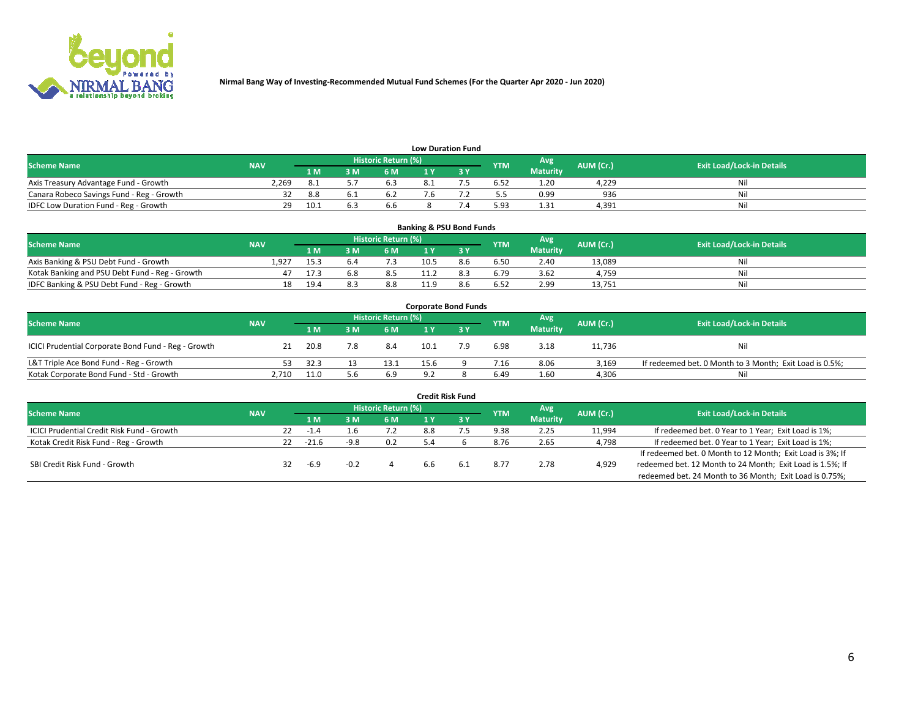Nirmal Bang Way of Investing-Recommended Mutual Fund Schemes (For the Quarter Apr 2020 - Jun 2020)

## Low Duration Fund

| Scheme Name | NAV | Historic Return (%) | | | | | YTM | Avg Maturity | AUM (Cr.) | Exit Load/Lock-in Details |
|---|---|---|---|---|---|---|---|---|---|---|
| | | 1 M | 3 M | 6 M | 1 Y | 3 Y | | | | |
| Axis Treasury Advantage Fund - Growth | 2,269 | 8.1 | 5.7 | 6.3 | 8.1 | 7.5 | 6.52 | 1.20 | 4,229 | Nil |
| Canara Robeco Savings Fund - Reg - Growth | 32 | 8.8 | 6.1 | 6.2 | 7.6 | 7.2 | 5.5 | 0.99 | 936 | Nil |
| IDFC Low Duration Fund - Reg - Growth | 29 | 10.1 | 6.3 | 6.6 | 8 | 7.4 | 5.93 | 1.31 | 4,391 | Nil |

## Banking & PSU Bond Funds

| Scheme Name | NAV | Historic Return (%) | | | | | YTM | Avg Maturity | AUM (Cr.) | Exit Load/Lock-in Details |
|---|---|---|---|---|---|---|---|---|---|---|
| | | 1 M | 3 M | 6 M | 1 Y | 3 Y | | | | |
| Axis Banking & PSU Debt Fund - Growth | 1,927 | 15.3 | 6.4 | 7.3 | 10.5 | 8.6 | 6.50 | 2.40 | 13,089 | Nil |
| Kotak Banking and PSU Debt Fund - Reg - Growth | 47 | 17.3 | 6.8 | 8.5 | 11.2 | 8.3 | 6.79 | 3.62 | 4,759 | Nil |
| IDFC Banking & PSU Debt Fund - Reg - Growth | 18 | 19.4 | 8.3 | 8.8 | 11.9 | 8.6 | 6.52 | 2.99 | 13,751 | Nil |

## Corporate Bond Funds

| Scheme Name | NAV | Historic Return (%) | | | | | YTM | Avg Maturity | AUM (Cr.) | Exit Load/Lock-in Details |
|---|---|---|---|---|---|---|---|---|---|---|
| | | 1 M | 3 M | 6 M | 1 Y | 3 Y | | | | |
| ICICI Prudential Corporate Bond Fund - Reg - Growth | 21 | 20.8 | 7.8 | 8.4 | 10.1 | 7.9 | 6.98 | 3.18 | 11,736 | Nil |
| L&T Triple Ace Bond Fund - Reg - Growth | 53 | 32.3 | 13 | 13.1 | 15.6 | 9 | 7.16 | 8.06 | 3,169 | If redeemed bet. 0 Month to 3 Month; Exit Load is 0.5%; |
| Kotak Corporate Bond Fund - Std - Growth | 2,710 | 11.0 | 5.6 | 6.9 | 9.2 | 8 | 6.49 | 1.60 | 4,306 | Nil |

## Credit Risk Fund

| Scheme Name | NAV | Historic Return (%) | | | | | YTM | Avg Maturity | AUM (Cr.) | Exit Load/Lock-in Details |
|---|---|---|---|---|---|---|---|---|---|---|
| | | 1 M | 3 M | 6 M | 1 Y | 3 Y | | | | |
| ICICI Prudential Credit Risk Fund - Growth | 22 | -1.4 | 1.6 | 7.2 | 8.8 | 7.5 | 9.38 | 2.25 | 11,994 | If redeemed bet. 0 Year to 1 Year; Exit Load is 1%; |
| Kotak Credit Risk Fund - Reg - Growth | 22 | -21.6 | -9.8 | 0.2 | 5.4 | 6 | 8.76 | 2.65 | 4,798 | If redeemed bet. 0 Year to 1 Year; Exit Load is 1%; |
| SBI Credit Risk Fund - Growth | 32 | -6.9 | -0.2 | 4 | 6.6 | 6.1 | 8.77 | 2.78 | 4,929 | If redeemed bet. 0 Month to 12 Month; Exit Load is 3%; If redeemed bet. 12 Month to 24 Month; Exit Load is 1.5%; If redeemed bet. 24 Month to 36 Month; Exit Load is 0.75%; |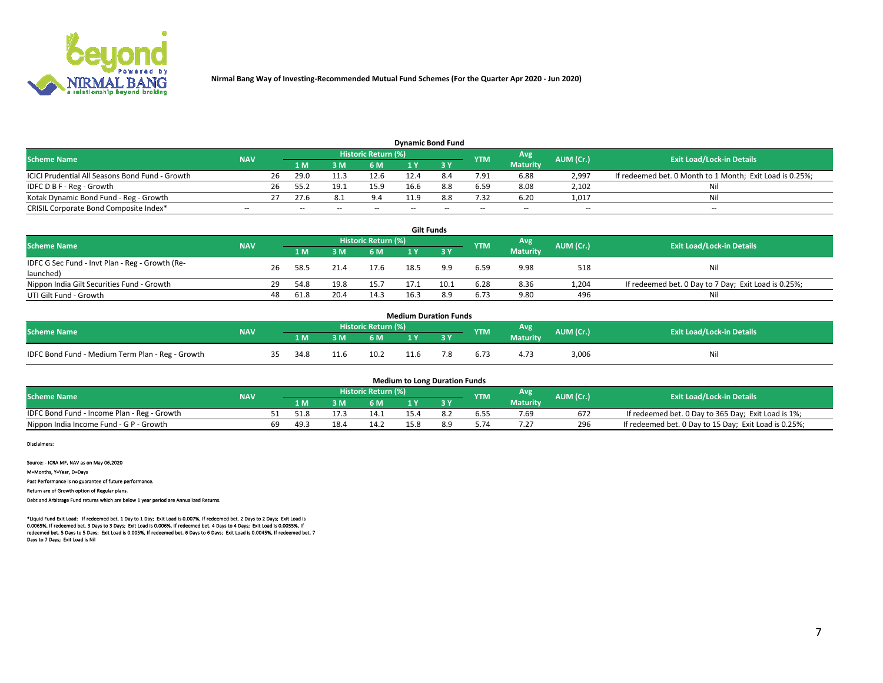Nirmal Bang Way of Investing-Recommended Mutual Fund Schemes (For the Quarter Apr 2020 - Jun 2020)

### Dynamic Bond Fund

| Scheme Name | NAV | Historic Return (%) | | | | | YTM | Avg Maturity | AUM (Cr.) | Exit Load/Lock-in Details |
|---|---|---|---|---|---|---|---|---|---|---|
| | | 1 M | 3 M | 6 M | 1 Y | 3 Y | | | | |
| ICICI Prudential All Seasons Bond Fund - Growth | 26 | 29.0 | 11.3 | 12.6 | 12.4 | 8.4 | 7.91 | 6.88 | 2,997 | If redeemed bet. 0 Month to 1 Month; Exit Load is 0.25%; |
| IDFC D B F - Reg - Growth | 26 | 55.2 | 19.1 | 15.9 | 16.6 | 8.8 | 6.59 | 8.08 | 2,102 | Nil |
| Kotak Dynamic Bond Fund - Reg - Growth | 27 | 27.6 | 8.1 | 9.4 | 11.9 | 8.8 | 7.32 | 6.20 | 1,017 | Nil |
| CRISIL Corporate Bond Composite Index* | -- | -- | -- | -- | -- | -- | -- | -- | -- | -- |

### Gilt Funds

| Scheme Name | NAV | Historic Return (%) | | | | | YTM | Avg Maturity | AUM (Cr.) | Exit Load/Lock-in Details |
|---|---|---|---|---|---|---|---|---|---|---|
| | | 1 M | 3 M | 6 M | 1 Y | 3 Y | | | | |
| IDFC G Sec Fund - Invt Plan - Reg - Growth (Re-launched) | 26 | 58.5 | 21.4 | 17.6 | 18.5 | 9.9 | 6.59 | 9.98 | 518 | Nil |
| Nippon India Gilt Securities Fund - Growth | 29 | 54.8 | 19.8 | 15.7 | 17.1 | 10.1 | 6.28 | 8.36 | 1,204 | If redeemed bet. 0 Day to 7 Day; Exit Load is 0.25%; |
| UTI Gilt Fund - Growth | 48 | 61.8 | 20.4 | 14.3 | 16.3 | 8.9 | 6.73 | 9.80 | 496 | Nil |

### Medium Duration Funds

| Scheme Name | NAV | Historic Return (%) | | | | | YTM | Avg Maturity | AUM (Cr.) | Exit Load/Lock-in Details |
|---|---|---|---|---|---|---|---|---|---|---|
| | | 1 M | 3 M | 6 M | 1 Y | 3 Y | | | | |
| IDFC Bond Fund - Medium Term Plan - Reg - Growth | 35 | 34.8 | 11.6 | 10.2 | 11.6 | 7.8 | 6.73 | 4.73 | 3,006 | Nil |

### Medium to Long Duration Funds

| Scheme Name | NAV | Historic Return (%) | | | | | YTM | Avg Maturity | AUM (Cr.) | Exit Load/Lock-in Details |
|---|---|---|---|---|---|---|---|---|---|---|
| | | 1 M | 3 M | 6 M | 1 Y | 3 Y | | | | |
| IDFC Bond Fund - Income Plan - Reg - Growth | 51 | 51.8 | 17.3 | 14.1 | 15.4 | 8.2 | 6.55 | 7.69 | 672 | If redeemed bet. 0 Day to 365 Day; Exit Load is 1%; |
| Nippon India Income Fund - G P - Growth | 69 | 49.3 | 18.4 | 14.2 | 15.8 | 8.9 | 5.74 | 7.27 | 296 | If redeemed bet. 0 Day to 15 Day; Exit Load is 0.25%; |

Disclaimers:

Source: - ICRA MF, NAV as on May 06,2020

M=Months, Y=Year, D=Days

Past Performance is no guarantee of future performance.

Return are of Growth option of Regular plans.

Debt and Arbitrage Fund returns which are below 1 year period are Annualized Returns.

*Liquid Fund Exit Load: If redeemed bet. 1 Day to 1 Day; Exit Load is 0.007%, If redeemed bet. 2 Days to 2 Days; Exit Load is 0.0065%, If redeemed bet. 3 Days to 3 Days; Exit Load is 0.006%, If redeemed bet. 4 Days to 4 Days; Exit Load is 0.0055%, If redeemed bet. 5 Days to 5 Days; Exit Load is 0.005%, If redeemed bet. 6 Days to 6 Days; Exit Load is 0.0045%, If redeemed bet. 7 Days to 7 Days; Exit Load is Nil